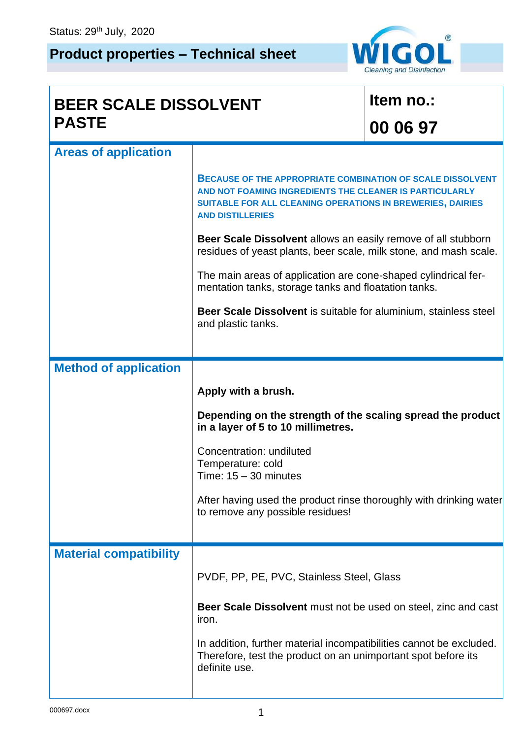Status: 29th July, 2020

# Product properties – Technical sheet

WIGOL® Cleaning and Disinfection

| BEER SCALE DISSOLVENT PASTE | Item no.: 00 06 97 |
|---|---|

## Areas of application

**BECAUSE OF THE APPROPRIATE COMBINATION OF SCALE DISSOLVENT AND NOT FOAMING INGREDIENTS THE CLEANER IS PARTICULARLY SUITABLE FOR ALL CLEANING OPERATIONS IN BREWERIES, DAIRIES AND DISTILLERIES**

**Beer Scale Dissolvent** allows an easily remove of all stubborn residues of yeast plants, beer scale, milk stone, and mash scale.

The main areas of application are cone-shaped cylindrical fermentation tanks, storage tanks and floatation tanks.

**Beer Scale Dissolvent** is suitable for aluminium, stainless steel and plastic tanks.

## Method of application

**Apply with a brush.**

**Depending on the strength of the scaling spread the product in a layer of 5 to 10 millimetres.**

Concentration: undiluted
Temperature: cold
Time: 15 – 30 minutes

After having used the product rinse thoroughly with drinking water to remove any possible residues!

## Material compatibility

PVDF, PP, PE, PVC, Stainless Steel, Glass

**Beer Scale Dissolvent** must not be used on steel, zinc and cast iron.

In addition, further material incompatibilities cannot be excluded. Therefore, test the product on an unimportant spot before its definite use.

000697.docx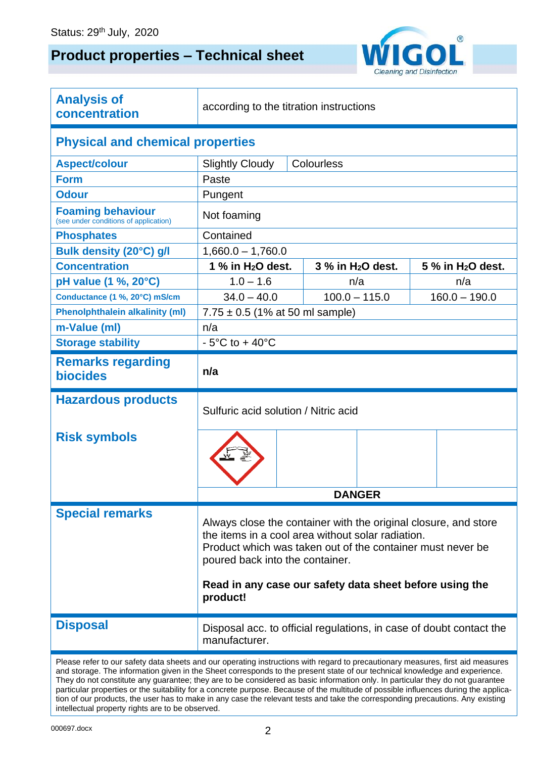Status: 29th July, 2020

# Product properties – Technical sheet

WIGOL® Cleaning and Disinfection

| | | | |
|---|---|---|---|
| **Analysis of concentration** | according to the titration instructions | | |

## Physical and chemical properties

| | | | |
|---|---|---|---|
| **Aspect/colour** | Slightly Cloudy | Colourless | |
| **Form** | Paste | | |
| **Odour** | Pungent | | |
| **Foaming behaviour** (see under conditions of application) | Not foaming | | |
| **Phosphates** | Contained | | |
| **Bulk density (20°C) g/l** | 1,660.0 – 1,760.0 | | |
| **Concentration** | **1 % in $H_2O$ dest.** | **3 % in $H_2O$ dest.** | **5 % in $H_2O$ dest.** |
| **pH value (1 %, 20°C)** | 1.0 – 1.6 | n/a | n/a |
| **Conductance (1 %, 20°C) mS/cm** | 34.0 – 40.0 | 100.0 – 115.0 | 160.0 – 190.0 |
| **Phenolphthalein alkalinity (ml)** | 7.75 ± 0.5 (1% at 50 ml sample) | | |
| **m-Value (ml)** | n/a | | |
| **Storage stability** | - 5°C to + 40°C | | |

| | |
|---|---|
| **Remarks regarding biocides** | **n/a** |
| **Hazardous products** | Sulfuric acid solution / Nitric acid |
| **Risk symbols** | **DANGER** |
| **Special remarks** | Always close the container with the original closure, and store the items in a cool area without solar radiation. Product which was taken out of the container must never be poured back into the container. **Read in any case our safety data sheet before using the product!** |
| **Disposal** | Disposal acc. to official regulations, in case of doubt contact the manufacturer. |

Please refer to our safety data sheets and our operating instructions with regard to precautionary measures, first aid measures and storage. The information given in the Sheet corresponds to the present state of our technical knowledge and experience. They do not constitute any guarantee; they are to be considered as basic information only. In particular they do not guarantee particular properties or the suitability for a concrete purpose. Because of the multitude of possible influences during the application of our products, the user has to make in any case the relevant tests and take the corresponding precautions. Any existing intellectual property rights are to be observed.

000697.docx